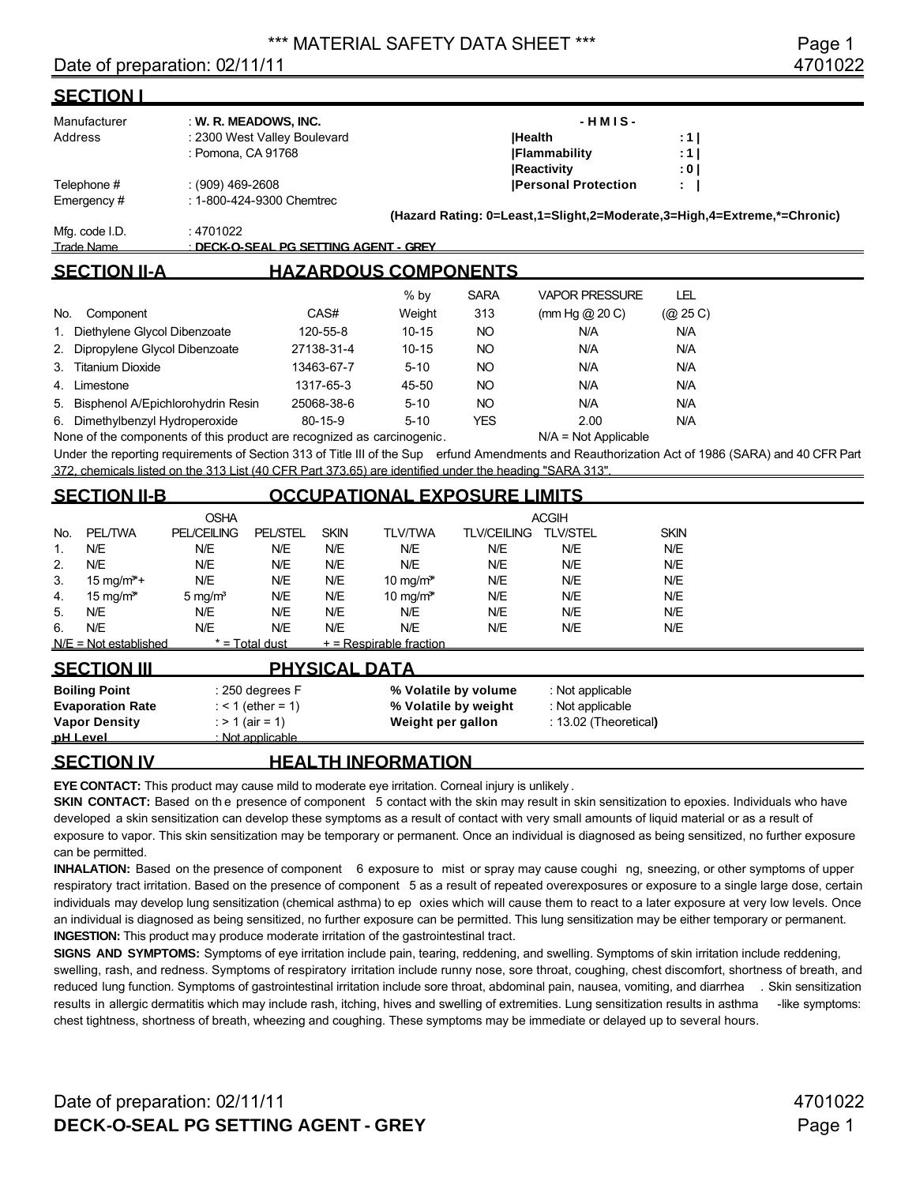# *** MATERIAL SAFETY DATA SHEET ***

Date of preparation: 02/11/11

## SECTION I

| | |
|---|---|
| Manufacturer | : **W. R. MEADOWS, INC.** |
| Address | : 2300 West Valley Boulevard |
| | : Pomona, CA 91768 |
| Telephone # | : (909) 469-2608 |
| Emergency # | : 1-800-424-9300 Chemtrec |
| Mfg. code I.D. | : 4701022 |
| Trade Name | : **DECK-O-SEAL PG SETTING AGENT - GREY** |

**- H M I S -**

| | |
|---|---|
| **Health** | **: 1** |
| **Flammability** | **: 1** |
| **Reactivity** | **: 0** |
| **Personal Protection** | **:** |

**(Hazard Rating: 0=Least,1=Slight,2=Moderate,3=High,4=Extreme,*=Chronic)**

## SECTION II-A HAZARDOUS COMPONENTS

| No. | Component | CAS# | % by Weight | SARA 313 | VAPOR PRESSURE (mm Hg @ 20 C) | LEL (@ 25 C) |
|---|---|---|---|---|---|---|
| 1. | Diethylene Glycol Dibenzoate | 120-55-8 | 10-15 | NO | N/A | N/A |
| 2. | Dipropylene Glycol Dibenzoate | 27138-31-4 | 10-15 | NO | N/A | N/A |
| 3. | Titanium Dioxide | 13463-67-7 | 5-10 | NO | N/A | N/A |
| 4. | Limestone | 1317-65-3 | 45-50 | NO | N/A | N/A |
| 5. | Bisphenol A/Epichlorohydrin Resin | 25068-38-6 | 5-10 | NO | N/A | N/A |
| 6. | Dimethylbenzyl Hydroperoxide | 80-15-9 | 5-10 | YES | 2.00 | N/A |

None of the components of this product are recognized as carcinogenic. N/A = Not Applicable

Under the reporting requirements of Section 313 of Title III of the Superfund Amendments and Reauthorization Act of 1986 (SARA) and 40 CFR Part 372, chemicals listed on the 313 List (40 CFR Part 373.65) are identified under the heading "SARA 313".

## SECTION II-B OCCUPATIONAL EXPOSURE LIMITS

| | OSHA | | | | ACGIH | | | |
|---|---|---|---|---|---|---|---|---|
| No. | PEL/TWA | PEL/CEILING | PEL/STEL | SKIN | TLV/TWA | TLV/CEILING | TLV/STEL | SKIN |
| 1. | N/E | N/E | N/E | N/E | N/E | N/E | N/E | N/E |
| 2. | N/E | N/E | N/E | N/E | N/E | N/E | N/E | N/E |
| 3. | 15 mg/m³*+ | N/E | N/E | N/E | 10 mg/m³* | N/E | N/E | N/E |
| 4. | 15 mg/m³* | 5 mg/m³ | N/E | N/E | 10 mg/m³* | N/E | N/E | N/E |
| 5. | N/E | N/E | N/E | N/E | N/E | N/E | N/E | N/E |
| 6. | N/E | N/E | N/E | N/E | N/E | N/E | N/E | N/E |

N/E = Not established * = Total dust + = Respirable fraction

## SECTION III PHYSICAL DATA

| | | | |
|---|---|---|---|
| **Boiling Point** | : 250 degrees F | **% Volatile by volume** | : Not applicable |
| **Evaporation Rate** | : < 1 (ether = 1) | **% Volatile by weight** | : Not applicable |
| **Vapor Density** | : > 1 (air = 1) | **Weight per gallon** | : 13.02 (Theoretical) |
| **pH Level** | : Not applicable | | |

## SECTION IV HEALTH INFORMATION

**EYE CONTACT:** This product may cause mild to moderate eye irritation. Corneal injury is unlikely.

**SKIN CONTACT:** Based on the presence of component 5 contact with the skin may result in skin sensitization to epoxies. Individuals who have developed a skin sensitization can develop these symptoms as a result of contact with very small amounts of liquid material or as a result of exposure to vapor. This skin sensitization may be temporary or permanent. Once an individual is diagnosed as being sensitized, no further exposure can be permitted.

**INHALATION:** Based on the presence of component 6 exposure to mist or spray may cause coughing, sneezing, or other symptoms of upper respiratory tract irritation. Based on the presence of component 5 as a result of repeated overexposures or exposure to a single large dose, certain individuals may develop lung sensitization (chemical asthma) to epoxies which will cause them to react to a later exposure at very low levels. Once an individual is diagnosed as being sensitized, no further exposure can be permitted. This lung sensitization may be either temporary or permanent.

**INGESTION:** This product may produce moderate irritation of the gastrointestinal tract.

**SIGNS AND SYMPTOMS:** Symptoms of eye irritation include pain, tearing, reddening, and swelling. Symptoms of skin irritation include reddening, swelling, rash, and redness. Symptoms of respiratory irritation include runny nose, sore throat, coughing, chest discomfort, shortness of breath, and reduced lung function. Symptoms of gastrointestinal irritation include sore throat, abdominal pain, nausea, vomiting, and diarrhea. Skin sensitization results in allergic dermatitis which may include rash, itching, hives and swelling of extremities. Lung sensitization results in asthma-like symptoms: chest tightness, shortness of breath, wheezing and coughing. These symptoms may be immediate or delayed up to several hours.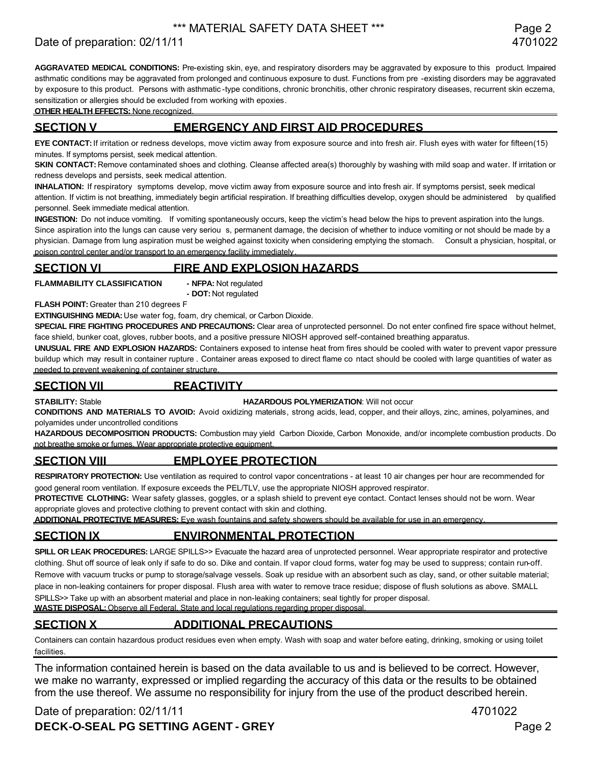**AGGRAVATED MEDICAL CONDITIONS:** Pre-existing skin, eye, and respiratory disorders may be aggravated by exposure to this product. Impaired asthmatic conditions may be aggravated from prolonged and continuous exposure to dust. Functions from pre -existing disorders may be aggravated by exposure to this product. Persons with asthmatic-type conditions, chronic bronchitis, other chronic respiratory diseases, recurrent skin eczema, sensitization or allergies should be excluded from working with epoxies.

**OTHER HEALTH EFFECTS:** None recognized.

## SECTION V EMERGENCY AND FIRST AID PROCEDURES

**EYE CONTACT:** If irritation or redness develops, move victim away from exposure source and into fresh air. Flush eyes with water for fifteen(15) minutes. If symptoms persist, seek medical attention.

**SKIN CONTACT:** Remove contaminated shoes and clothing. Cleanse affected area(s) thoroughly by washing with mild soap and water. If irritation or redness develops and persists, seek medical attention.

**INHALATION:** If respiratory symptoms develop, move victim away from exposure source and into fresh air. If symptoms persist, seek medical attention. If victim is not breathing, immediately begin artificial respiration. If breathing difficulties develop, oxygen should be administered by qualified personnel. Seek immediate medical attention.

**INGESTION:** Do not induce vomiting. If vomiting spontaneously occurs, keep the victim's head below the hips to prevent aspiration into the lungs. Since aspiration into the lungs can cause very seriou s, permanent damage, the decision of whether to induce vomiting or not should be made by a physician. Damage from lung aspiration must be weighed against toxicity when considering emptying the stomach. Consult a physician, hospital, or poison control center and/or transport to an emergency facility immediately.

## SECTION VI FIRE AND EXPLOSION HAZARDS

**FLAMMABILITY CLASSIFICATION** - **NFPA:** Not regulated
- **DOT:** Not regulated

**FLASH POINT:** Greater than 210 degrees F

**EXTINGUISHING MEDIA:** Use water fog, foam, dry chemical, or Carbon Dioxide.

**SPECIAL FIRE FIGHTING PROCEDURES AND PRECAUTIONS:** Clear area of unprotected personnel. Do not enter confined fire space without helmet, face shield, bunker coat, gloves, rubber boots, and a positive pressure NIOSH approved self-contained breathing apparatus.

**UNUSUAL FIRE AND EXPLOSION HAZARDS:** Containers exposed to intense heat from fires should be cooled with water to prevent vapor pressure buildup which may result in container rupture . Container areas exposed to direct flame co ntact should be cooled with large quantities of water as needed to prevent weakening of container structure.

## SECTION VII REACTIVITY

**STABILITY:** Stable **HAZARDOUS POLYMERIZATION**: Will not occur

**CONDITIONS AND MATERIALS TO AVOID:** Avoid oxidizing materials, strong acids, lead, copper, and their alloys, zinc, amines, polyamines, and polyamides under uncontrolled conditions

**HAZARDOUS DECOMPOSITION PRODUCTS:** Combustion may yield Carbon Dioxide, Carbon Monoxide, and/or incomplete combustion products. Do not breathe smoke or fumes. Wear appropriate protective equipment.

## SECTION VIII EMPLOYEE PROTECTION

**RESPIRATORY PROTECTION:** Use ventilation as required to control vapor concentrations - at least 10 air changes per hour are recommended for good general room ventilation. If exposure exceeds the PEL/TLV, use the appropriate NIOSH approved respirator.

**PROTECTIVE CLOTHING:** Wear safety glasses, goggles, or a splash shield to prevent eye contact. Contact lenses should not be worn. Wear appropriate gloves and protective clothing to prevent contact with skin and clothing.

**ADDITIONAL PROTECTIVE MEASURES:** Eye wash fountains and safety showers should be available for use in an emergency.

## SECTION IX ENVIRONMENTAL PROTECTION

**SPILL OR LEAK PROCEDURES:** LARGE SPILLS>> Evacuate the hazard area of unprotected personnel. Wear appropriate respirator and protective clothing. Shut off source of leak only if safe to do so. Dike and contain. If vapor cloud forms, water fog may be used to suppress; contain run-off. Remove with vacuum trucks or pump to storage/salvage vessels. Soak up residue with an absorbent such as clay, sand, or other suitable material; place in non-leaking containers for proper disposal. Flush area with water to remove trace residue; dispose of flush solutions as above. SMALL SPILLS>> Take up with an absorbent material and place in non-leaking containers; seal tightly for proper disposal.

**WASTE DISPOSAL:** Observe all Federal, State and local regulations regarding proper disposal.

## SECTION X ADDITIONAL PRECAUTIONS

Containers can contain hazardous product residues even when empty. Wash with soap and water before eating, drinking, smoking or using toilet facilities.

The information contained herein is based on the data available to us and is believed to be correct. However, we make no warranty, expressed or implied regarding the accuracy of this data or the results to be obtained from the use thereof. We assume no responsibility for injury from the use of the product described herein.